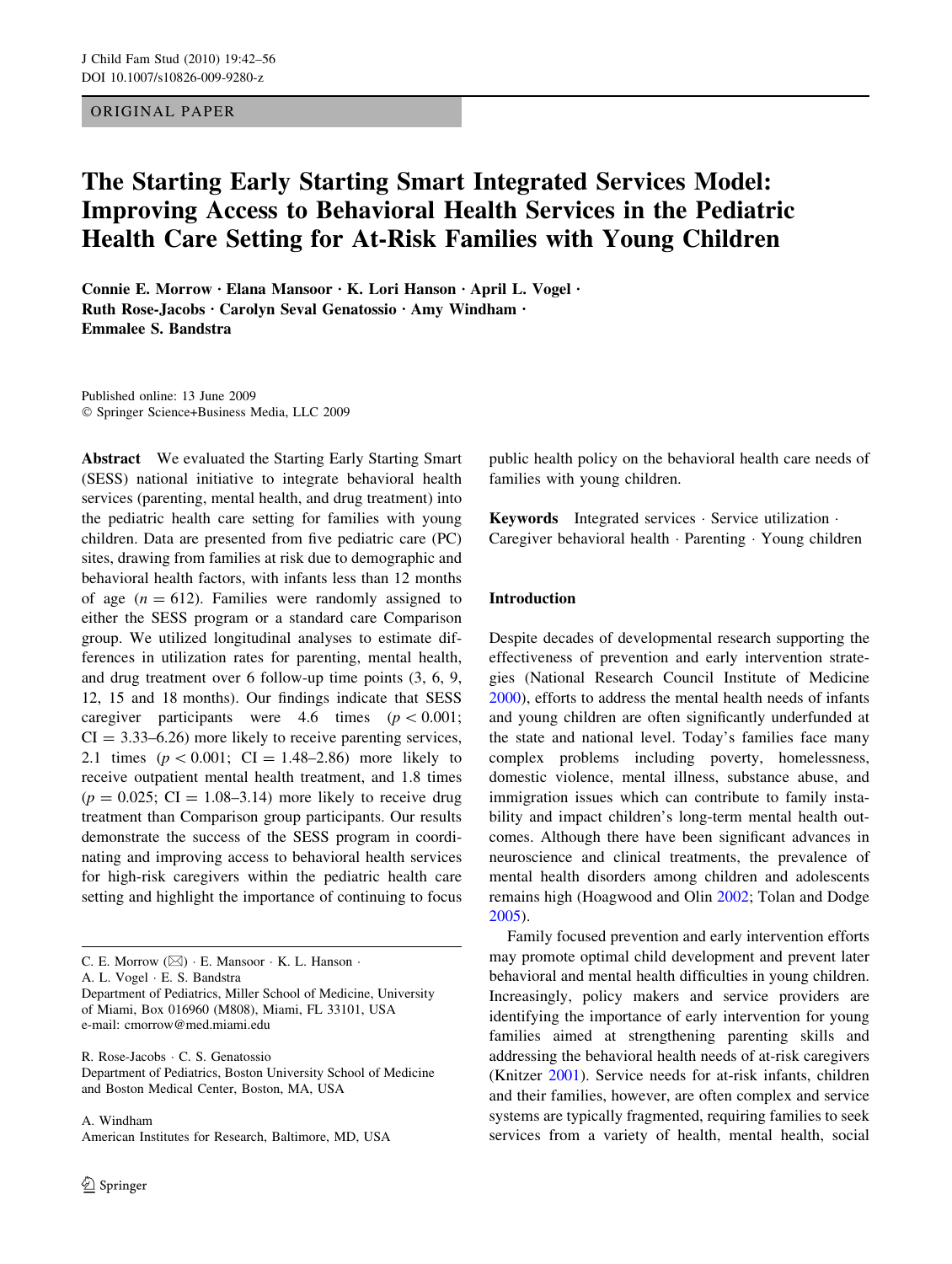ORIGINAL PAPER

# The Starting Early Starting Smart Integrated Services Model: Improving Access to Behavioral Health Services in the Pediatric Health Care Setting for At-Risk Families with Young Children

**Connie E. Morrow · Elana Mansoor · K. Lori Hanson · April L. Vogel · Ruth Rose-Jacobs · Carolyn Seval Genatossio · Amy Windham · Emmalee S. Bandstra**

Published online: 13 June 2009
© Springer Science+Business Media, LLC 2009

**Abstract** We evaluated the Starting Early Starting Smart (SESS) national initiative to integrate behavioral health services (parenting, mental health, and drug treatment) into the pediatric health care setting for families with young children. Data are presented from five pediatric care (PC) sites, drawing from families at risk due to demographic and behavioral health factors, with infants less than 12 months of age ($n = 612$). Families were randomly assigned to either the SESS program or a standard care Comparison group. We utilized longitudinal analyses to estimate differences in utilization rates for parenting, mental health, and drug treatment over 6 follow-up time points (3, 6, 9, 12, 15 and 18 months). Our findings indicate that SESS caregiver participants were 4.6 times ($p < 0.001$; CI = 3.33–6.26) more likely to receive parenting services, 2.1 times ($p < 0.001$; CI = 1.48–2.86) more likely to receive outpatient mental health treatment, and 1.8 times ($p = 0.025$; CI = 1.08–3.14) more likely to receive drug treatment than Comparison group participants. Our results demonstrate the success of the SESS program in coordinating and improving access to behavioral health services for high-risk caregivers within the pediatric health care setting and highlight the importance of continuing to focus public health policy on the behavioral health care needs of families with young children.

**Keywords** Integrated services · Service utilization · Caregiver behavioral health · Parenting · Young children

C. E. Morrow (✉) · E. Mansoor · K. L. Hanson · A. L. Vogel · E. S. Bandstra
Department of Pediatrics, Miller School of Medicine, University of Miami, Box 016960 (M808), Miami, FL 33101, USA
e-mail: cmorrow@med.miami.edu

R. Rose-Jacobs · C. S. Genatossio
Department of Pediatrics, Boston University School of Medicine and Boston Medical Center, Boston, MA, USA

A. Windham
American Institutes for Research, Baltimore, MD, USA

## Introduction

Despite decades of developmental research supporting the effectiveness of prevention and early intervention strategies (National Research Council Institute of Medicine 2000), efforts to address the mental health needs of infants and young children are often significantly underfunded at the state and national level. Today's families face many complex problems including poverty, homelessness, domestic violence, mental illness, substance abuse, and immigration issues which can contribute to family instability and impact children's long-term mental health outcomes. Although there have been significant advances in neuroscience and clinical treatments, the prevalence of mental health disorders among children and adolescents remains high (Hoagwood and Olin 2002; Tolan and Dodge 2005).

Family focused prevention and early intervention efforts may promote optimal child development and prevent later behavioral and mental health difficulties in young children. Increasingly, policy makers and service providers are identifying the importance of early intervention for young families aimed at strengthening parenting skills and addressing the behavioral health needs of at-risk caregivers (Knitzer 2001). Service needs for at-risk infants, children and their families, however, are often complex and service systems are typically fragmented, requiring families to seek services from a variety of health, mental health, social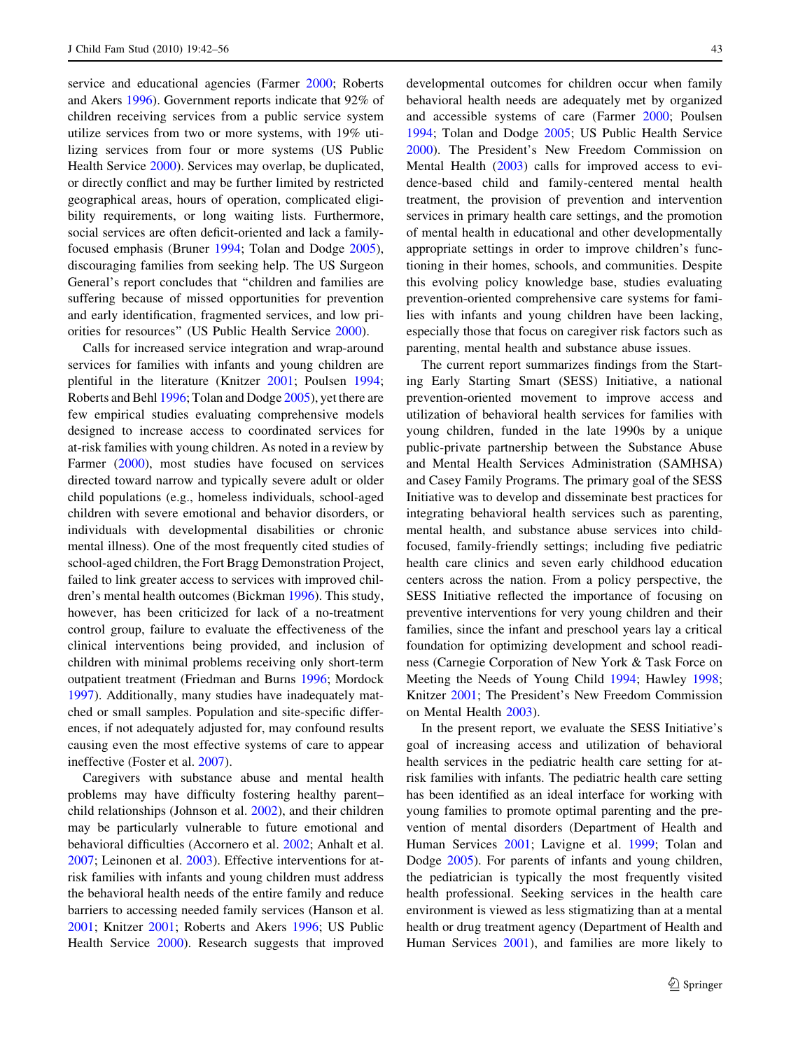service and educational agencies (Farmer 2000; Roberts and Akers 1996). Government reports indicate that 92% of children receiving services from a public service system utilize services from two or more systems, with 19% utilizing services from four or more systems (US Public Health Service 2000). Services may overlap, be duplicated, or directly conflict and may be further limited by restricted geographical areas, hours of operation, complicated eligibility requirements, or long waiting lists. Furthermore, social services are often deficit-oriented and lack a family-focused emphasis (Bruner 1994; Tolan and Dodge 2005), discouraging families from seeking help. The US Surgeon General's report concludes that "children and families are suffering because of missed opportunities for prevention and early identification, fragmented services, and low priorities for resources" (US Public Health Service 2000).

Calls for increased service integration and wrap-around services for families with infants and young children are plentiful in the literature (Knitzer 2001; Poulsen 1994; Roberts and Behl 1996; Tolan and Dodge 2005), yet there are few empirical studies evaluating comprehensive models designed to increase access to coordinated services for at-risk families with young children. As noted in a review by Farmer (2000), most studies have focused on services directed toward narrow and typically severe adult or older child populations (e.g., homeless individuals, school-aged children with severe emotional and behavior disorders, or individuals with developmental disabilities or chronic mental illness). One of the most frequently cited studies of school-aged children, the Fort Bragg Demonstration Project, failed to link greater access to services with improved children's mental health outcomes (Bickman 1996). This study, however, has been criticized for lack of a no-treatment control group, failure to evaluate the effectiveness of the clinical interventions being provided, and inclusion of children with minimal problems receiving only short-term outpatient treatment (Friedman and Burns 1996; Mordock 1997). Additionally, many studies have inadequately matched or small samples. Population and site-specific differences, if not adequately adjusted for, may confound results causing even the most effective systems of care to appear ineffective (Foster et al. 2007).

Caregivers with substance abuse and mental health problems may have difficulty fostering healthy parent–child relationships (Johnson et al. 2002), and their children may be particularly vulnerable to future emotional and behavioral difficulties (Accornero et al. 2002; Anhalt et al. 2007; Leinonen et al. 2003). Effective interventions for at-risk families with infants and young children must address the behavioral health needs of the entire family and reduce barriers to accessing needed family services (Hanson et al. 2001; Knitzer 2001; Roberts and Akers 1996; US Public Health Service 2000). Research suggests that improved developmental outcomes for children occur when family behavioral health needs are adequately met by organized and accessible systems of care (Farmer 2000; Poulsen 1994; Tolan and Dodge 2005; US Public Health Service 2000). The President's New Freedom Commission on Mental Health (2003) calls for improved access to evidence-based child and family-centered mental health treatment, the provision of prevention and intervention services in primary health care settings, and the promotion of mental health in educational and other developmentally appropriate settings in order to improve children's functioning in their homes, schools, and communities. Despite this evolving policy knowledge base, studies evaluating prevention-oriented comprehensive care systems for families with infants and young children have been lacking, especially those that focus on caregiver risk factors such as parenting, mental health and substance abuse issues.

The current report summarizes findings from the Starting Early Starting Smart (SESS) Initiative, a national prevention-oriented movement to improve access and utilization of behavioral health services for families with young children, funded in the late 1990s by a unique public-private partnership between the Substance Abuse and Mental Health Services Administration (SAMHSA) and Casey Family Programs. The primary goal of the SESS Initiative was to develop and disseminate best practices for integrating behavioral health services such as parenting, mental health, and substance abuse services into child-focused, family-friendly settings; including five pediatric health care clinics and seven early childhood education centers across the nation. From a policy perspective, the SESS Initiative reflected the importance of focusing on preventive interventions for very young children and their families, since the infant and preschool years lay a critical foundation for optimizing development and school readiness (Carnegie Corporation of New York & Task Force on Meeting the Needs of Young Child 1994; Hawley 1998; Knitzer 2001; The President's New Freedom Commission on Mental Health 2003).

In the present report, we evaluate the SESS Initiative's goal of increasing access and utilization of behavioral health services in the pediatric health care setting for at-risk families with infants. The pediatric health care setting has been identified as an ideal interface for working with young families to promote optimal parenting and the prevention of mental disorders (Department of Health and Human Services 2001; Lavigne et al. 1999; Tolan and Dodge 2005). For parents of infants and young children, the pediatrician is typically the most frequently visited health professional. Seeking services in the health care environment is viewed as less stigmatizing than at a mental health or drug treatment agency (Department of Health and Human Services 2001), and families are more likely to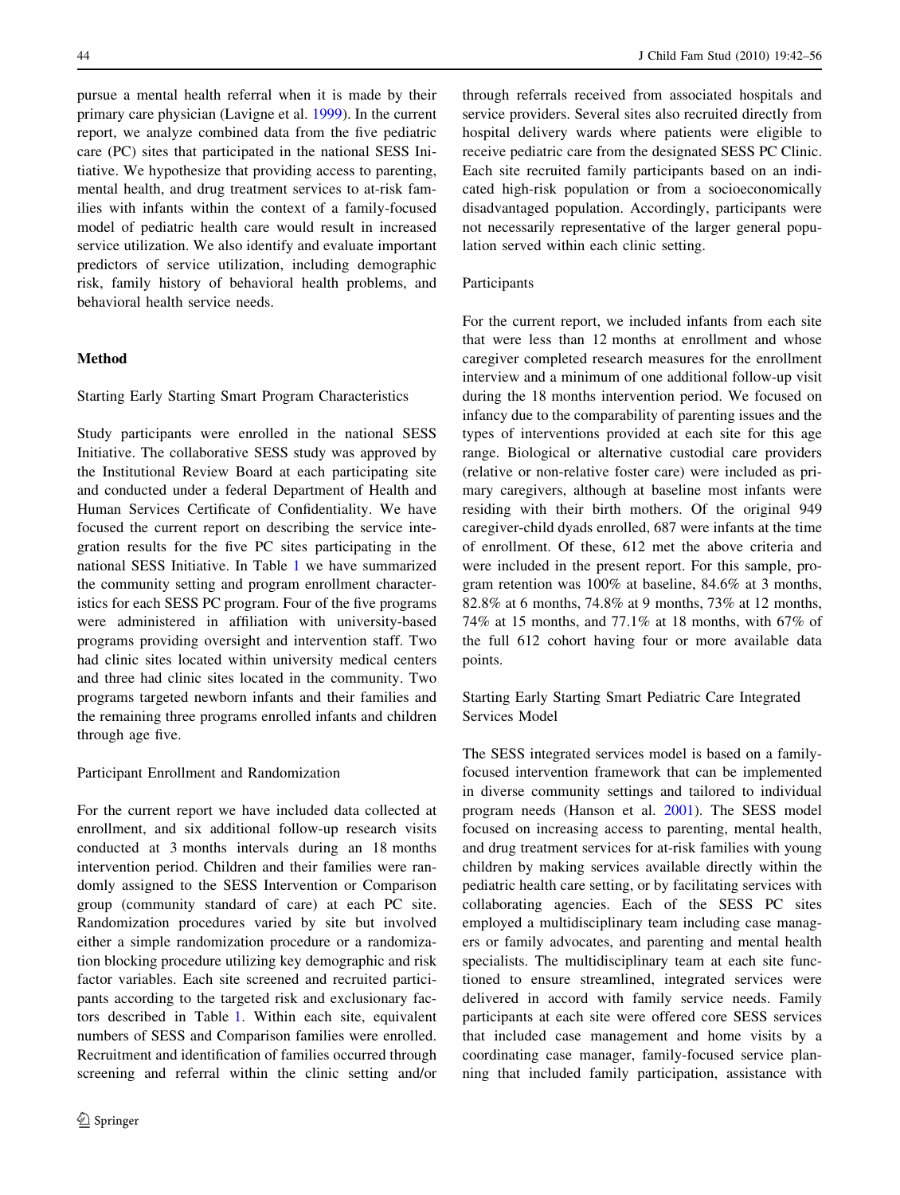pursue a mental health referral when it is made by their primary care physician (Lavigne et al. 1999). In the current report, we analyze combined data from the five pediatric care (PC) sites that participated in the national SESS Initiative. We hypothesize that providing access to parenting, mental health, and drug treatment services to at-risk families with infants within the context of a family-focused model of pediatric health care would result in increased service utilization. We also identify and evaluate important predictors of service utilization, including demographic risk, family history of behavioral health problems, and behavioral health service needs.

## Method

### Starting Early Starting Smart Program Characteristics

Study participants were enrolled in the national SESS Initiative. The collaborative SESS study was approved by the Institutional Review Board at each participating site and conducted under a federal Department of Health and Human Services Certificate of Confidentiality. We have focused the current report on describing the service integration results for the five PC sites participating in the national SESS Initiative. In Table 1 we have summarized the community setting and program enrollment characteristics for each SESS PC program. Four of the five programs were administered in affiliation with university-based programs providing oversight and intervention staff. Two had clinic sites located within university medical centers and three had clinic sites located in the community. Two programs targeted newborn infants and their families and the remaining three programs enrolled infants and children through age five.

### Participant Enrollment and Randomization

For the current report we have included data collected at enrollment, and six additional follow-up research visits conducted at 3 months intervals during an 18 months intervention period. Children and their families were randomly assigned to the SESS Intervention or Comparison group (community standard of care) at each PC site. Randomization procedures varied by site but involved either a simple randomization procedure or a randomization blocking procedure utilizing key demographic and risk factor variables. Each site screened and recruited participants according to the targeted risk and exclusionary factors described in Table 1. Within each site, equivalent numbers of SESS and Comparison families were enrolled. Recruitment and identification of families occurred through screening and referral within the clinic setting and/or through referrals received from associated hospitals and service providers. Several sites also recruited directly from hospital delivery wards where patients were eligible to receive pediatric care from the designated SESS PC Clinic. Each site recruited family participants based on an indicated high-risk population or from a socioeconomically disadvantaged population. Accordingly, participants were not necessarily representative of the larger general population served within each clinic setting.

### Participants

For the current report, we included infants from each site that were less than 12 months at enrollment and whose caregiver completed research measures for the enrollment interview and a minimum of one additional follow-up visit during the 18 months intervention period. We focused on infancy due to the comparability of parenting issues and the types of interventions provided at each site for this age range. Biological or alternative custodial care providers (relative or non-relative foster care) were included as primary caregivers, although at baseline most infants were residing with their birth mothers. Of the original 949 caregiver-child dyads enrolled, 687 were infants at the time of enrollment. Of these, 612 met the above criteria and were included in the present report. For this sample, program retention was 100% at baseline, 84.6% at 3 months, 82.8% at 6 months, 74.8% at 9 months, 73% at 12 months, 74% at 15 months, and 77.1% at 18 months, with 67% of the full 612 cohort having four or more available data points.

### Starting Early Starting Smart Pediatric Care Integrated Services Model

The SESS integrated services model is based on a family-focused intervention framework that can be implemented in diverse community settings and tailored to individual program needs (Hanson et al. 2001). The SESS model focused on increasing access to parenting, mental health, and drug treatment services for at-risk families with young children by making services available directly within the pediatric health care setting, or by facilitating services with collaborating agencies. Each of the SESS PC sites employed a multidisciplinary team including case managers or family advocates, and parenting and mental health specialists. The multidisciplinary team at each site functioned to ensure streamlined, integrated services were delivered in accord with family service needs. Family participants at each site were offered core SESS services that included case management and home visits by a coordinating case manager, family-focused service planning that included family participation, assistance with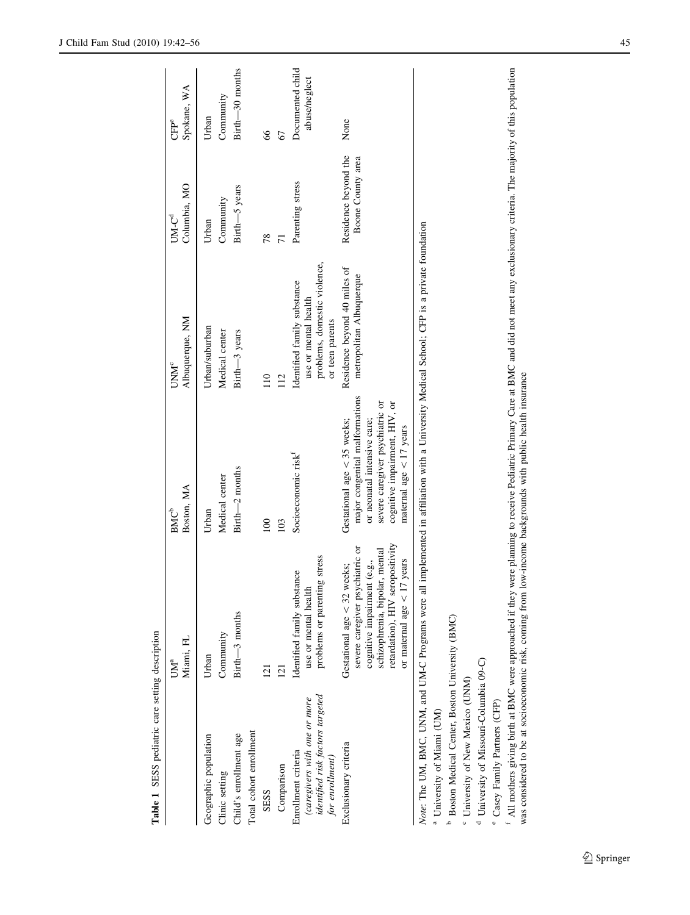**Table 1** SESS pediatric care setting description

| | UM[a] Miami, FL | BMC[b] Boston, MA | UNM[c] Albuquerque, NM | UM-C[d] Columbia, MO | CFP[e] Spokane, WA |
|---|---|---|---|---|---|
| Geographic population | Urban | Urban | Urban/suburban | Urban | Urban |
| Clinic setting | Community | Medical center | Medical center | Community | Community |
| Child's enrollment age | Birth—3 months | Birth—2 months | Birth—3 years | Birth—5 years | Birth—30 months |
| Total cohort enrollment | | | | | |
| SESS | 121 | 100 | 110 | 78 | 66 |
| Comparison | 121 | 103 | 112 | 71 | 67 |
| Enrollment criteria *(caregivers with one or more identified risk factors targeted for enrollment)* | Identified family substance use or mental health problems or parenting stress | Socioeconomic risk[f] | Identified family substance use or mental health problems, domestic violence, or teen parents | Parenting stress | Documented child abuse/neglect |
| Exclusionary criteria | Gestational age < 32 weeks; severe caregiver psychiatric or cognitive impairment (e.g., schizophrenia, bipolar, mental retardation), HIV seropositivity or maternal age < 17 years | Gestational age < 35 weeks; major congenital malformations or neonatal intensive care; severe caregiver psychiatric or cognitive impairment, HIV, or maternal age < 17 years | Residence beyond 40 miles of metropolitan Albuquerque | Residence beyond the Boone County area | None |

*Note*: The UM, BMC, UNM, and UM-C Programs were all implemented in affiliation with a University Medical School; CFP is a private foundation

[a] University of Miami (UM)

[b] Boston Medical Center, Boston University (BMC)

[c] University of New Mexico (UNM)

[d] University of Missouri-Columbia 09-C)

[e] Casey Family Partners (CFP)

[f] All mothers giving birth at BMC were approached if they were planning to receive Pediatric Primary Care at BMC and did not meet any exclusionary criteria. The majority of this population was considered to be at socioeconomic risk, coming from low-income backgrounds with public health insurance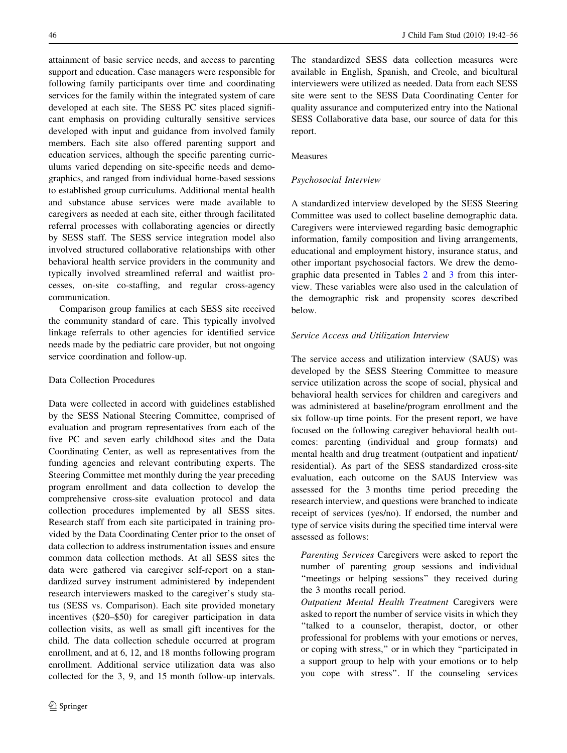attainment of basic service needs, and access to parenting support and education. Case managers were responsible for following family participants over time and coordinating services for the family within the integrated system of care developed at each site. The SESS PC sites placed significant emphasis on providing culturally sensitive services developed with input and guidance from involved family members. Each site also offered parenting support and education services, although the specific parenting curriculums varied depending on site-specific needs and demographics, and ranged from individual home-based sessions to established group curriculums. Additional mental health and substance abuse services were made available to caregivers as needed at each site, either through facilitated referral processes with collaborating agencies or directly by SESS staff. The SESS service integration model also involved structured collaborative relationships with other behavioral health service providers in the community and typically involved streamlined referral and waitlist processes, on-site co-staffing, and regular cross-agency communication.

Comparison group families at each SESS site received the community standard of care. This typically involved linkage referrals to other agencies for identified service needs made by the pediatric care provider, but not ongoing service coordination and follow-up.

## Data Collection Procedures

Data were collected in accord with guidelines established by the SESS National Steering Committee, comprised of evaluation and program representatives from each of the five PC and seven early childhood sites and the Data Coordinating Center, as well as representatives from the funding agencies and relevant contributing experts. The Steering Committee met monthly during the year preceding program enrollment and data collection to develop the comprehensive cross-site evaluation protocol and data collection procedures implemented by all SESS sites. Research staff from each site participated in training provided by the Data Coordinating Center prior to the onset of data collection to address instrumentation issues and ensure common data collection methods. At all SESS sites the data were gathered via caregiver self-report on a standardized survey instrument administered by independent research interviewers masked to the caregiver's study status (SESS vs. Comparison). Each site provided monetary incentives ($20–$50) for caregiver participation in data collection visits, as well as small gift incentives for the child. The data collection schedule occurred at program enrollment, and at 6, 12, and 18 months following program enrollment. Additional service utilization data was also collected for the 3, 9, and 15 month follow-up intervals. The standardized SESS data collection measures were available in English, Spanish, and Creole, and bicultural interviewers were utilized as needed. Data from each SESS site were sent to the SESS Data Coordinating Center for quality assurance and computerized entry into the National SESS Collaborative data base, our source of data for this report.

## Measures

### Psychosocial Interview

A standardized interview developed by the SESS Steering Committee was used to collect baseline demographic data. Caregivers were interviewed regarding basic demographic information, family composition and living arrangements, educational and employment history, insurance status, and other important psychosocial factors. We drew the demographic data presented in Tables 2 and 3 from this interview. These variables were also used in the calculation of the demographic risk and propensity scores described below.

### Service Access and Utilization Interview

The service access and utilization interview (SAUS) was developed by the SESS Steering Committee to measure service utilization across the scope of social, physical and behavioral health services for children and caregivers and was administered at baseline/program enrollment and the six follow-up time points. For the present report, we have focused on the following caregiver behavioral health outcomes: parenting (individual and group formats) and mental health and drug treatment (outpatient and inpatient/residential). As part of the SESS standardized cross-site evaluation, each outcome on the SAUS Interview was assessed for the 3 months time period preceding the research interview, and questions were branched to indicate receipt of services (yes/no). If endorsed, the number and type of service visits during the specified time interval were assessed as follows:

*Parenting Services* Caregivers were asked to report the number of parenting group sessions and individual "meetings or helping sessions" they received during the 3 months recall period.

*Outpatient Mental Health Treatment* Caregivers were asked to report the number of service visits in which they "talked to a counselor, therapist, doctor, or other professional for problems with your emotions or nerves, or coping with stress," or in which they "participated in a support group to help with your emotions or to help you cope with stress". If the counseling services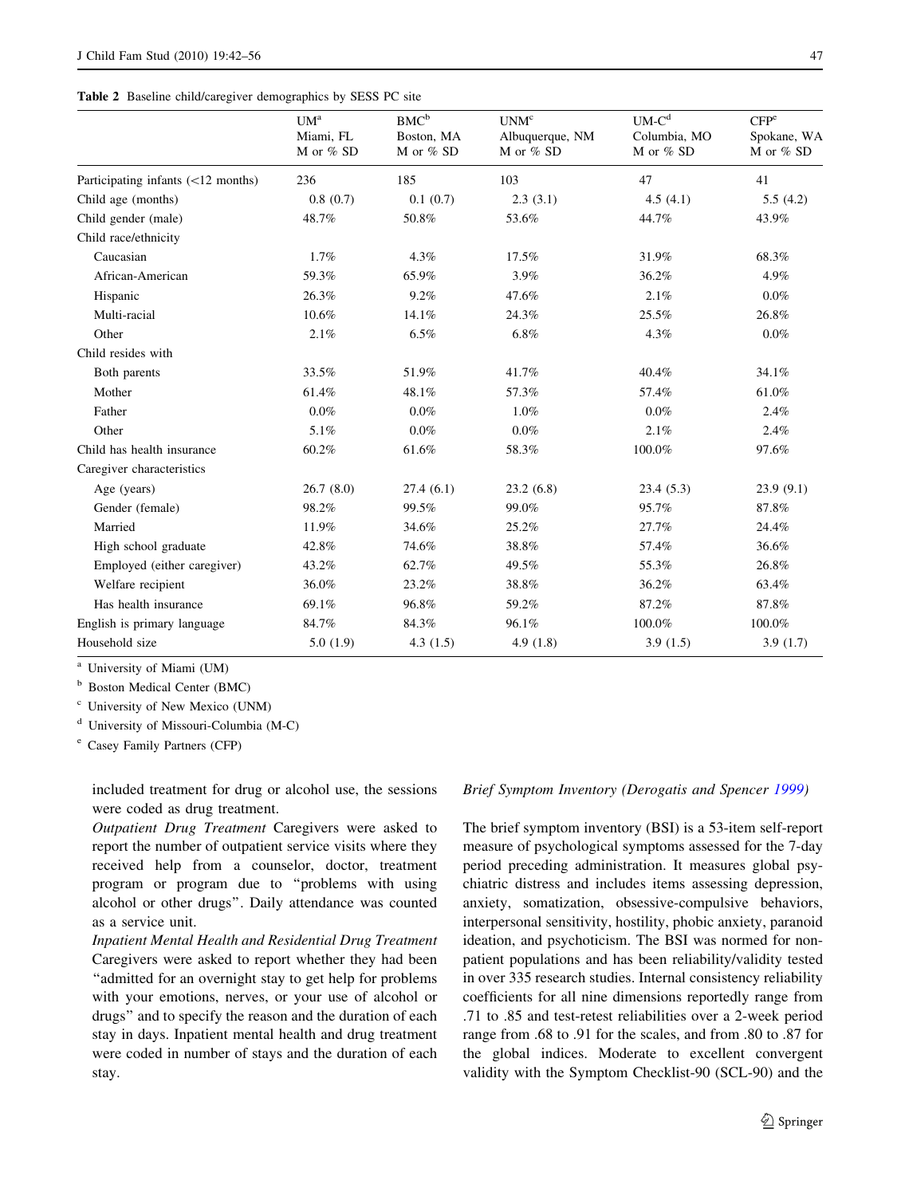**Table 2** Baseline child/caregiver demographics by SESS PC site

| | UM[a] Miami, FL M or % SD | BMC[b] Boston, MA M or % SD | UNM[c] Albuquerque, NM M or % SD | UM-C[d] Columbia, MO M or % SD | CFP[e] Spokane, WA M or % SD |
|---|---|---|---|---|---|
| Participating infants (<12 months) | 236 | 185 | 103 | 47 | 41 |
| Child age (months) | 0.8 (0.7) | 0.1 (0.7) | 2.3 (3.1) | 4.5 (4.1) | 5.5 (4.2) |
| Child gender (male) | 48.7% | 50.8% | 53.6% | 44.7% | 43.9% |
| Child race/ethnicity | | | | | |
| Caucasian | 1.7% | 4.3% | 17.5% | 31.9% | 68.3% |
| African-American | 59.3% | 65.9% | 3.9% | 36.2% | 4.9% |
| Hispanic | 26.3% | 9.2% | 47.6% | 2.1% | 0.0% |
| Multi-racial | 10.6% | 14.1% | 24.3% | 25.5% | 26.8% |
| Other | 2.1% | 6.5% | 6.8% | 4.3% | 0.0% |
| Child resides with | | | | | |
| Both parents | 33.5% | 51.9% | 41.7% | 40.4% | 34.1% |
| Mother | 61.4% | 48.1% | 57.3% | 57.4% | 61.0% |
| Father | 0.0% | 0.0% | 1.0% | 0.0% | 2.4% |
| Other | 5.1% | 0.0% | 0.0% | 2.1% | 2.4% |
| Child has health insurance | 60.2% | 61.6% | 58.3% | 100.0% | 97.6% |
| Caregiver characteristics | | | | | |
| Age (years) | 26.7 (8.0) | 27.4 (6.1) | 23.2 (6.8) | 23.4 (5.3) | 23.9 (9.1) |
| Gender (female) | 98.2% | 99.5% | 99.0% | 95.7% | 87.8% |
| Married | 11.9% | 34.6% | 25.2% | 27.7% | 24.4% |
| High school graduate | 42.8% | 74.6% | 38.8% | 57.4% | 36.6% |
| Employed (either caregiver) | 43.2% | 62.7% | 49.5% | 55.3% | 26.8% |
| Welfare recipient | 36.0% | 23.2% | 38.8% | 36.2% | 63.4% |
| Has health insurance | 69.1% | 96.8% | 59.2% | 87.2% | 87.8% |
| English is primary language | 84.7% | 84.3% | 96.1% | 100.0% | 100.0% |
| Household size | 5.0 (1.9) | 4.3 (1.5) | 4.9 (1.8) | 3.9 (1.5) | 3.9 (1.7) |

[a] University of Miami (UM)

[b] Boston Medical Center (BMC)

[c] University of New Mexico (UNM)

[d] University of Missouri-Columbia (M-C)

[e] Casey Family Partners (CFP)

included treatment for drug or alcohol use, the sessions were coded as drug treatment.

*Outpatient Drug Treatment* Caregivers were asked to report the number of outpatient service visits where they received help from a counselor, doctor, treatment program or program due to "problems with using alcohol or other drugs". Daily attendance was counted as a service unit.

*Inpatient Mental Health and Residential Drug Treatment* Caregivers were asked to report whether they had been "admitted for an overnight stay to get help for problems with your emotions, nerves, or your use of alcohol or drugs" and to specify the reason and the duration of each stay in days. Inpatient mental health and drug treatment were coded in number of stays and the duration of each stay.

*Brief Symptom Inventory (Derogatis and Spencer 1999)*

The brief symptom inventory (BSI) is a 53-item self-report measure of psychological symptoms assessed for the 7-day period preceding administration. It measures global psychiatric distress and includes items assessing depression, anxiety, somatization, obsessive-compulsive behaviors, interpersonal sensitivity, hostility, phobic anxiety, paranoid ideation, and psychoticism. The BSI was normed for non-patient populations and has been reliability/validity tested in over 335 research studies. Internal consistency reliability coefficients for all nine dimensions reportedly range from .71 to .85 and test-retest reliabilities over a 2-week period range from .68 to .91 for the scales, and from .80 to .87 for the global indices. Moderate to excellent convergent validity with the Symptom Checklist-90 (SCL-90) and the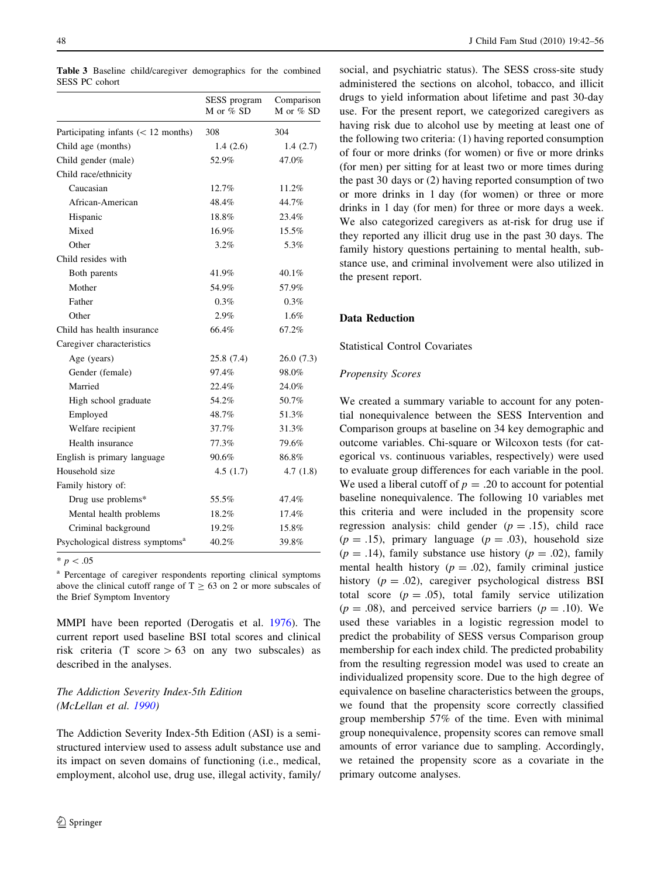**Table 3** Baseline child/caregiver demographics for the combined SESS PC cohort

| | SESS program M or % SD | Comparison M or % SD |
|---|---|---|
| Participating infants (< 12 months) | 308 | 304 |
| Child age (months) | 1.4 (2.6) | 1.4 (2.7) |
| Child gender (male) | 52.9% | 47.0% |
| Child race/ethnicity | | |
| Caucasian | 12.7% | 11.2% |
| African-American | 48.4% | 44.7% |
| Hispanic | 18.8% | 23.4% |
| Mixed | 16.9% | 15.5% |
| Other | 3.2% | 5.3% |
| Child resides with | | |
| Both parents | 41.9% | 40.1% |
| Mother | 54.9% | 57.9% |
| Father | 0.3% | 0.3% |
| Other | 2.9% | 1.6% |
| Child has health insurance | 66.4% | 67.2% |
| Caregiver characteristics | | |
| Age (years) | 25.8 (7.4) | 26.0 (7.3) |
| Gender (female) | 97.4% | 98.0% |
| Married | 22.4% | 24.0% |
| High school graduate | 54.2% | 50.7% |
| Employed | 48.7% | 51.3% |
| Welfare recipient | 37.7% | 31.3% |
| Health insurance | 77.3% | 79.6% |
| English is primary language | 90.6% | 86.8% |
| Household size | 4.5 (1.7) | 4.7 (1.8) |
| Family history of: | | |
| Drug use problems* | 55.5% | 47.4% |
| Mental health problems | 18.2% | 17.4% |
| Criminal background | 19.2% | 15.8% |
| Psychological distress symptoms[a] | 40.2% | 39.8% |

* $p < .05$

[a] Percentage of caregiver respondents reporting clinical symptoms above the clinical cutoff range of $T \geq 63$ on 2 or more subscales of the Brief Symptom Inventory

MMPI have been reported (Derogatis et al. 1976). The current report used baseline BSI total scores and clinical risk criteria (T score $> 63$ on any two subscales) as described in the analyses.

*The Addiction Severity Index-5th Edition (McLellan et al. 1990)*

The Addiction Severity Index-5th Edition (ASI) is a semi-structured interview used to assess adult substance use and its impact on seven domains of functioning (i.e., medical, employment, alcohol use, drug use, illegal activity, family/social, and psychiatric status). The SESS cross-site study administered the sections on alcohol, tobacco, and illicit drugs to yield information about lifetime and past 30-day use. For the present report, we categorized caregivers as having risk due to alcohol use by meeting at least one of the following two criteria: (1) having reported consumption of four or more drinks (for women) or five or more drinks (for men) per sitting for at least two or more times during the past 30 days or (2) having reported consumption of two or more drinks in 1 day (for women) or three or more drinks in 1 day (for men) for three or more days a week. We also categorized caregivers as at-risk for drug use if they reported any illicit drug use in the past 30 days. The family history questions pertaining to mental health, substance use, and criminal involvement were also utilized in the present report.

## Data Reduction

### Statistical Control Covariates

*Propensity Scores*

We created a summary variable to account for any potential nonequivalence between the SESS Intervention and Comparison groups at baseline on 34 key demographic and outcome variables. Chi-square or Wilcoxon tests (for categorical vs. continuous variables, respectively) were used to evaluate group differences for each variable in the pool. We used a liberal cutoff of $p = .20$ to account for potential baseline nonequivalence. The following 10 variables met this criteria and were included in the propensity score regression analysis: child gender ($p = .15$), child race ($p = .15$), primary language ($p = .03$), household size ($p = .14$), family substance use history ($p = .02$), family mental health history ($p = .02$), family criminal justice history ($p = .02$), caregiver psychological distress BSI total score ($p = .05$), total family service utilization ($p = .08$), and perceived service barriers ($p = .10$). We used these variables in a logistic regression model to predict the probability of SESS versus Comparison group membership for each index child. The predicted probability from the resulting regression model was used to create an individualized propensity score. Due to the high degree of equivalence on baseline characteristics between the groups, we found that the propensity score correctly classified group membership 57% of the time. Even with minimal group nonequivalence, propensity scores can remove small amounts of error variance due to sampling. Accordingly, we retained the propensity score as a covariate in the primary outcome analyses.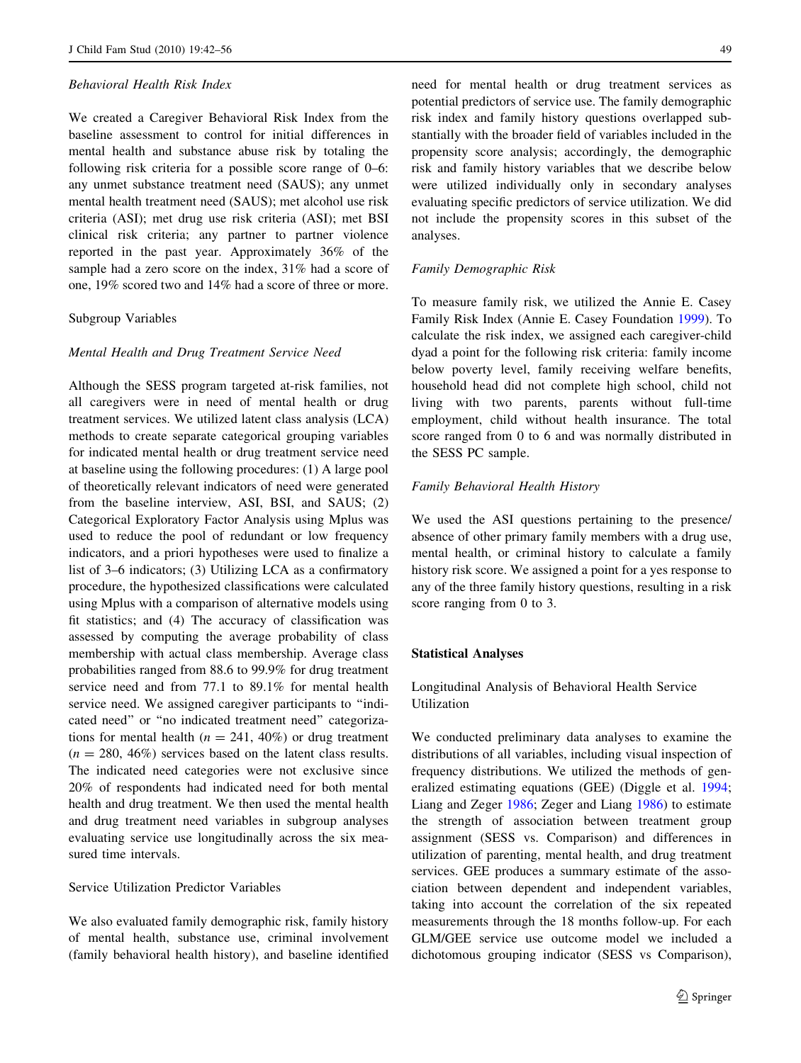*Behavioral Health Risk Index*

We created a Caregiver Behavioral Risk Index from the baseline assessment to control for initial differences in mental health and substance abuse risk by totaling the following risk criteria for a possible score range of 0–6: any unmet substance treatment need (SAUS); any unmet mental health treatment need (SAUS); met alcohol use risk criteria (ASI); met drug use risk criteria (ASI); met BSI clinical risk criteria; any partner to partner violence reported in the past year. Approximately 36% of the sample had a zero score on the index, 31% had a score of one, 19% scored two and 14% had a score of three or more.

## Subgroup Variables

*Mental Health and Drug Treatment Service Need*

Although the SESS program targeted at-risk families, not all caregivers were in need of mental health or drug treatment services. We utilized latent class analysis (LCA) methods to create separate categorical grouping variables for indicated mental health or drug treatment service need at baseline using the following procedures: (1) A large pool of theoretically relevant indicators of need were generated from the baseline interview, ASI, BSI, and SAUS; (2) Categorical Exploratory Factor Analysis using Mplus was used to reduce the pool of redundant or low frequency indicators, and a priori hypotheses were used to finalize a list of 3–6 indicators; (3) Utilizing LCA as a confirmatory procedure, the hypothesized classifications were calculated using Mplus with a comparison of alternative models using fit statistics; and (4) The accuracy of classification was assessed by computing the average probability of class membership with actual class membership. Average class probabilities ranged from 88.6 to 99.9% for drug treatment service need and from 77.1 to 89.1% for mental health service need. We assigned caregiver participants to "indicated need" or "no indicated treatment need" categorizations for mental health ($n = 241$, 40%) or drug treatment ($n = 280$, 46%) services based on the latent class results. The indicated need categories were not exclusive since 20% of respondents had indicated need for both mental health and drug treatment. We then used the mental health and drug treatment need variables in subgroup analyses evaluating service use longitudinally across the six measured time intervals.

## Service Utilization Predictor Variables

We also evaluated family demographic risk, family history of mental health, substance use, criminal involvement (family behavioral health history), and baseline identified need for mental health or drug treatment services as potential predictors of service use. The family demographic risk index and family history questions overlapped substantially with the broader field of variables included in the propensity score analysis; accordingly, the demographic risk and family history variables that we describe below were utilized individually only in secondary analyses evaluating specific predictors of service utilization. We did not include the propensity scores in this subset of the analyses.

*Family Demographic Risk*

To measure family risk, we utilized the Annie E. Casey Family Risk Index (Annie E. Casey Foundation 1999). To calculate the risk index, we assigned each caregiver-child dyad a point for the following risk criteria: family income below poverty level, family receiving welfare benefits, household head did not complete high school, child not living with two parents, parents without full-time employment, child without health insurance. The total score ranged from 0 to 6 and was normally distributed in the SESS PC sample.

*Family Behavioral Health History*

We used the ASI questions pertaining to the presence/absence of other primary family members with a drug use, mental health, or criminal history to calculate a family history risk score. We assigned a point for a yes response to any of the three family history questions, resulting in a risk score ranging from 0 to 3.

# Statistical Analyses

## Longitudinal Analysis of Behavioral Health Service Utilization

We conducted preliminary data analyses to examine the distributions of all variables, including visual inspection of frequency distributions. We utilized the methods of generalized estimating equations (GEE) (Diggle et al. 1994; Liang and Zeger 1986; Zeger and Liang 1986) to estimate the strength of association between treatment group assignment (SESS vs. Comparison) and differences in utilization of parenting, mental health, and drug treatment services. GEE produces a summary estimate of the association between dependent and independent variables, taking into account the correlation of the six repeated measurements through the 18 months follow-up. For each GLM/GEE service use outcome model we included a dichotomous grouping indicator (SESS vs Comparison),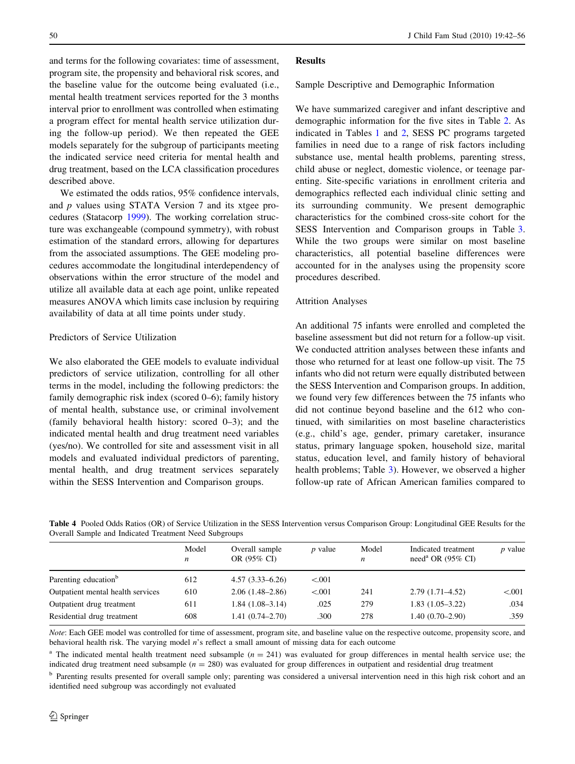and terms for the following covariates: time of assessment, program site, the propensity and behavioral risk scores, and the baseline value for the outcome being evaluated (i.e., mental health treatment services reported for the 3 months interval prior to enrollment was controlled when estimating a program effect for mental health service utilization during the follow-up period). We then repeated the GEE models separately for the subgroup of participants meeting the indicated service need criteria for mental health and drug treatment, based on the LCA classification procedures described above.

We estimated the odds ratios, 95% confidence intervals, and *p* values using STATA Version 7 and its xtgee procedures (Statacorp 1999). The working correlation structure was exchangeable (compound symmetry), with robust estimation of the standard errors, allowing for departures from the associated assumptions. The GEE modeling procedures accommodate the longitudinal interdependency of observations within the error structure of the model and utilize all available data at each age point, unlike repeated measures ANOVA which limits case inclusion by requiring availability of data at all time points under study.

### Predictors of Service Utilization

We also elaborated the GEE models to evaluate individual predictors of service utilization, controlling for all other terms in the model, including the following predictors: the family demographic risk index (scored 0–6); family history of mental health, substance use, or criminal involvement (family behavioral health history: scored 0–3); and the indicated mental health and drug treatment need variables (yes/no). We controlled for site and assessment visit in all models and evaluated individual predictors of parenting, mental health, and drug treatment services separately within the SESS Intervention and Comparison groups.

## Results

### Sample Descriptive and Demographic Information

We have summarized caregiver and infant descriptive and demographic information for the five sites in Table 2. As indicated in Tables 1 and 2, SESS PC programs targeted families in need due to a range of risk factors including substance use, mental health problems, parenting stress, child abuse or neglect, domestic violence, or teenage parenting. Site-specific variations in enrollment criteria and demographics reflected each individual clinic setting and its surrounding community. We present demographic characteristics for the combined cross-site cohort for the SESS Intervention and Comparison groups in Table 3. While the two groups were similar on most baseline characteristics, all potential baseline differences were accounted for in the analyses using the propensity score procedures described.

### Attrition Analyses

An additional 75 infants were enrolled and completed the baseline assessment but did not return for a follow-up visit. We conducted attrition analyses between these infants and those who returned for at least one follow-up visit. The 75 infants who did not return were equally distributed between the SESS Intervention and Comparison groups. In addition, we found very few differences between the 75 infants who did not continue beyond baseline and the 612 who continued, with similarities on most baseline characteristics (e.g., child's age, gender, primary caretaker, insurance status, primary language spoken, household size, marital status, education level, and family history of behavioral health problems; Table 3). However, we observed a higher follow-up rate of African American families compared to

**Table 4** Pooled Odds Ratios (OR) of Service Utilization in the SESS Intervention versus Comparison Group: Longitudinal GEE Results for the Overall Sample and Indicated Treatment Need Subgroups

| | Model *n* | Overall sample OR (95% CI) | *p* value | Model *n* | Indicated treatment need[a] OR (95% CI) | *p* value |
|---|---|---|---|---|---|---|
| Parenting education[b] | 612 | 4.57 (3.33–6.26) | <.001 | | | |
| Outpatient mental health services | 610 | 2.06 (1.48–2.86) | <.001 | 241 | 2.79 (1.71–4.52) | <.001 |
| Outpatient drug treatment | 611 | 1.84 (1.08–3.14) | .025 | 279 | 1.83 (1.05–3.22) | .034 |
| Residential drug treatment | 608 | 1.41 (0.74–2.70) | .300 | 278 | 1.40 (0.70–2.90) | .359 |

*Note*: Each GEE model was controlled for time of assessment, program site, and baseline value on the respective outcome, propensity score, and behavioral health risk. The varying model *n*'s reflect a small amount of missing data for each outcome

[a] The indicated mental health treatment need subsample ($n = 241$) was evaluated for group differences in mental health service use; the indicated drug treatment need subsample ($n = 280$) was evaluated for group differences in outpatient and residential drug treatment

[b] Parenting results presented for overall sample only; parenting was considered a universal intervention need in this high risk cohort and an identified need subgroup was accordingly not evaluated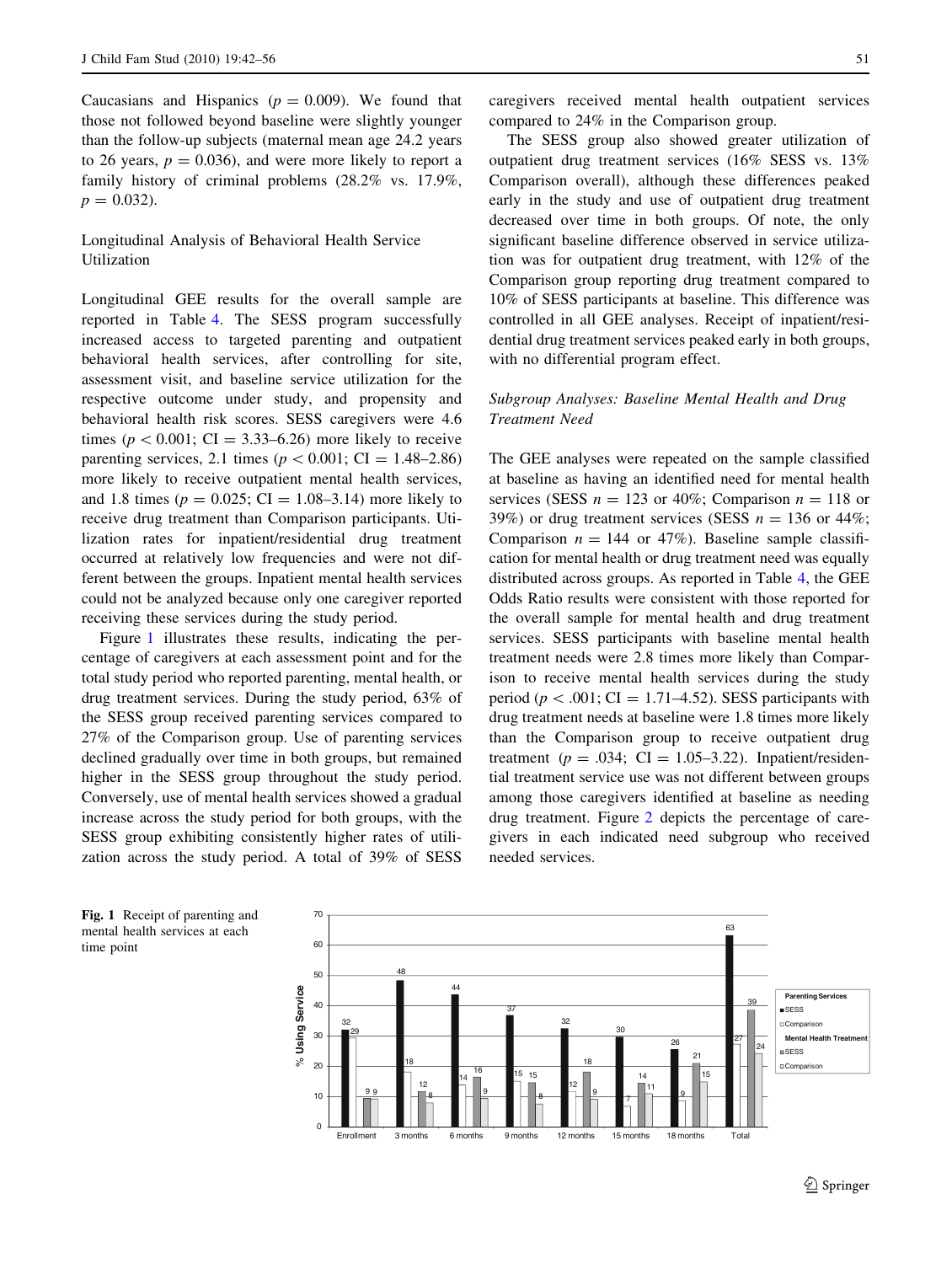Caucasians and Hispanics ($p = 0.009$). We found that those not followed beyond baseline were slightly younger than the follow-up subjects (maternal mean age 24.2 years to 26 years, $p = 0.036$), and were more likely to report a family history of criminal problems (28.2% vs. 17.9%, $p = 0.032$).

### Longitudinal Analysis of Behavioral Health Service Utilization

Longitudinal GEE results for the overall sample are reported in Table 4. The SESS program successfully increased access to targeted parenting and outpatient behavioral health services, after controlling for site, assessment visit, and baseline service utilization for the respective outcome under study, and propensity and behavioral health risk scores. SESS caregivers were 4.6 times ($p < 0.001$; CI = 3.33–6.26) more likely to receive parenting services, 2.1 times ($p < 0.001$; CI = 1.48–2.86) more likely to receive outpatient mental health services, and 1.8 times ($p = 0.025$; CI = 1.08–3.14) more likely to receive drug treatment than Comparison participants. Utilization rates for inpatient/residential drug treatment occurred at relatively low frequencies and were not different between the groups. Inpatient mental health services could not be analyzed because only one caregiver reported receiving these services during the study period.

Figure 1 illustrates these results, indicating the percentage of caregivers at each assessment point and for the total study period who reported parenting, mental health, or drug treatment services. During the study period, 63% of the SESS group received parenting services compared to 27% of the Comparison group. Use of parenting services declined gradually over time in both groups, but remained higher in the SESS group throughout the study period. Conversely, use of mental health services showed a gradual increase across the study period for both groups, with the SESS group exhibiting consistently higher rates of utilization across the study period. A total of 39% of SESS caregivers received mental health outpatient services compared to 24% in the Comparison group.

The SESS group also showed greater utilization of outpatient drug treatment services (16% SESS vs. 13% Comparison overall), although these differences peaked early in the study and use of outpatient drug treatment decreased over time in both groups. Of note, the only significant baseline difference observed in service utilization was for outpatient drug treatment, with 12% of the Comparison group reporting drug treatment compared to 10% of SESS participants at baseline. This difference was controlled in all GEE analyses. Receipt of inpatient/residential drug treatment services peaked early in both groups, with no differential program effect.

### Subgroup Analyses: Baseline Mental Health and Drug Treatment Need

The GEE analyses were repeated on the sample classified at baseline as having an identified need for mental health services (SESS $n = 123$ or 40%; Comparison $n = 118$ or 39%) or drug treatment services (SESS $n = 136$ or 44%; Comparison $n = 144$ or 47%). Baseline sample classification for mental health or drug treatment need was equally distributed across groups. As reported in Table 4, the GEE Odds Ratio results were consistent with those reported for the overall sample for mental health and drug treatment services. SESS participants with baseline mental health treatment needs were 2.8 times more likely than Comparison to receive mental health services during the study period ($p < .001$; CI = 1.71–4.52). SESS participants with drug treatment needs at baseline were 1.8 times more likely than the Comparison group to receive outpatient drug treatment ($p = .034$; CI = 1.05–3.22). Inpatient/residential treatment service use was not different between groups among those caregivers identified at baseline as needing drug treatment. Figure 2 depicts the percentage of caregivers in each indicated need subgroup who received needed services.

| | Parenting Services: SESS | Parenting Services: Comparison | Mental Health Treatment: SESS | Mental Health Treatment: Comparison |
|---|---|---|---|---|
| Enrollment | 32 | 29 | 9 | 9 |
| 3 months | 48 | 18 | 12 | 8 |
| 6 months | 44 | 14 | 16 | 9 |
| 9 months | 37 | 15 | 15 | 8 |
| 12 months | 32 | 12 | 18 | 9 |
| 15 months | 30 | 7 | 14 | 11 |
| 18 months | 26 | 9 | 21 | 15 |
| Total | 63 | 27 | 39 | 24 |

**Fig. 1** Receipt of parenting and mental health services at each time point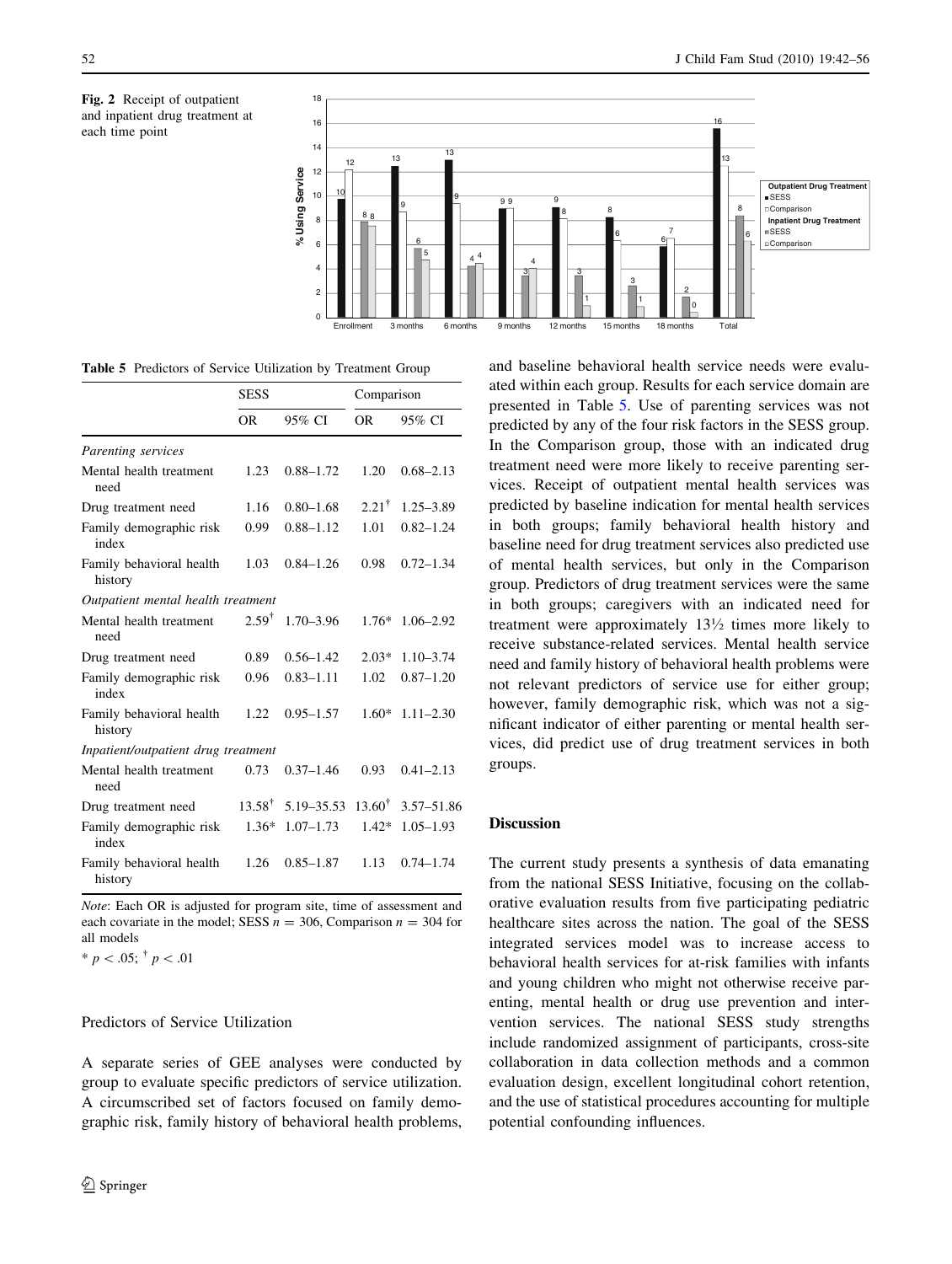**Fig. 2** Receipt of outpatient and inpatient drug treatment at each time point

**Table 5** Predictors of Service Utilization by Treatment Group

| | SESS | | Comparison | |
|---|---|---|---|---|
| | OR | 95% CI | OR | 95% CI |
| *Parenting services* | | | | |
| Mental health treatment need | 1.23 | 0.88–1.72 | 1.20 | 0.68–2.13 |
| Drug treatment need | 1.16 | 0.80–1.68 | 2.21† | 1.25–3.89 |
| Family demographic risk index | 0.99 | 0.88–1.12 | 1.01 | 0.82–1.24 |
| Family behavioral health history | 1.03 | 0.84–1.26 | 0.98 | 0.72–1.34 |
| *Outpatient mental health treatment* | | | | |
| Mental health treatment need | 2.59† | 1.70–3.96 | 1.76* | 1.06–2.92 |
| Drug treatment need | 0.89 | 0.56–1.42 | 2.03* | 1.10–3.74 |
| Family demographic risk index | 0.96 | 0.83–1.11 | 1.02 | 0.87–1.20 |
| Family behavioral health history | 1.22 | 0.95–1.57 | 1.60* | 1.11–2.30 |
| *Inpatient/outpatient drug treatment* | | | | |
| Mental health treatment need | 0.73 | 0.37–1.46 | 0.93 | 0.41–2.13 |
| Drug treatment need | 13.58† | 5.19–35.53 | 13.60† | 3.57–51.86 |
| Family demographic risk index | 1.36* | 1.07–1.73 | 1.42* | 1.05–1.93 |
| Family behavioral health history | 1.26 | 0.85–1.87 | 1.13 | 0.74–1.74 |

*Note*: Each OR is adjusted for program site, time of assessment and each covariate in the model; SESS $n = 306$, Comparison $n = 304$ for all models

* $p < .05$; † $p < .01$

### Predictors of Service Utilization

A separate series of GEE analyses were conducted by group to evaluate specific predictors of service utilization. A circumscribed set of factors focused on family demographic risk, family history of behavioral health problems, and baseline behavioral health service needs were evaluated within each group. Results for each service domain are presented in Table 5. Use of parenting services was not predicted by any of the four risk factors in the SESS group. In the Comparison group, those with an indicated drug treatment need were more likely to receive parenting services. Receipt of outpatient mental health services was predicted by baseline indication for mental health services in both groups; family behavioral health history and baseline need for drug treatment services also predicted use of mental health services, but only in the Comparison group. Predictors of drug treatment services were the same in both groups; caregivers with an indicated need for treatment were approximately 13½ times more likely to receive substance-related services. Mental health service need and family history of behavioral health problems were not relevant predictors of service use for either group; however, family demographic risk, which was not a significant indicator of either parenting or mental health services, did predict use of drug treatment services in both groups.

## Discussion

The current study presents a synthesis of data emanating from the national SESS Initiative, focusing on the collaborative evaluation results from five participating pediatric healthcare sites across the nation. The goal of the SESS integrated services model was to increase access to behavioral health services for at-risk families with infants and young children who might not otherwise receive parenting, mental health or drug use prevention and intervention services. The national SESS study strengths include randomized assignment of participants, cross-site collaboration in data collection methods and a common evaluation design, excellent longitudinal cohort retention, and the use of statistical procedures accounting for multiple potential confounding influences.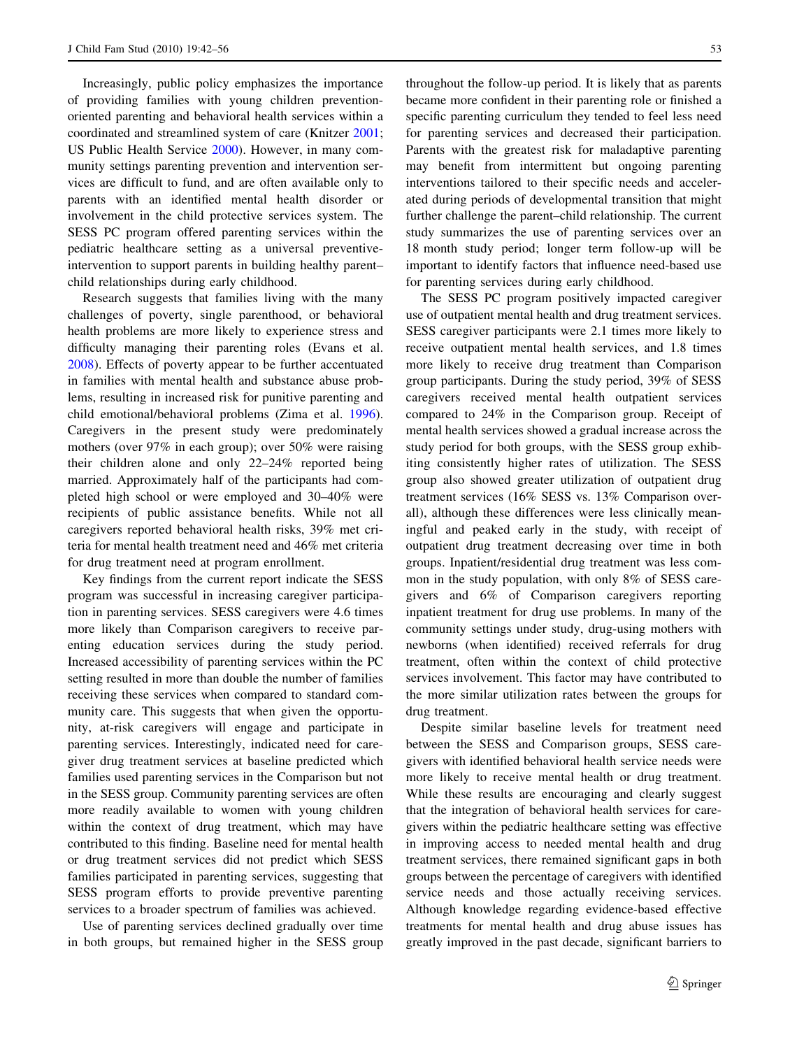Increasingly, public policy emphasizes the importance of providing families with young children prevention-oriented parenting and behavioral health services within a coordinated and streamlined system of care (Knitzer 2001; US Public Health Service 2000). However, in many community settings parenting prevention and intervention services are difficult to fund, and are often available only to parents with an identified mental health disorder or involvement in the child protective services system. The SESS PC program offered parenting services within the pediatric healthcare setting as a universal preventive-intervention to support parents in building healthy parent–child relationships during early childhood.

Research suggests that families living with the many challenges of poverty, single parenthood, or behavioral health problems are more likely to experience stress and difficulty managing their parenting roles (Evans et al. 2008). Effects of poverty appear to be further accentuated in families with mental health and substance abuse problems, resulting in increased risk for punitive parenting and child emotional/behavioral problems (Zima et al. 1996). Caregivers in the present study were predominately mothers (over 97% in each group); over 50% were raising their children alone and only 22–24% reported being married. Approximately half of the participants had completed high school or were employed and 30–40% were recipients of public assistance benefits. While not all caregivers reported behavioral health risks, 39% met criteria for mental health treatment need and 46% met criteria for drug treatment need at program enrollment.

Key findings from the current report indicate the SESS program was successful in increasing caregiver participation in parenting services. SESS caregivers were 4.6 times more likely than Comparison caregivers to receive parenting education services during the study period. Increased accessibility of parenting services within the PC setting resulted in more than double the number of families receiving these services when compared to standard community care. This suggests that when given the opportunity, at-risk caregivers will engage and participate in parenting services. Interestingly, indicated need for caregiver drug treatment services at baseline predicted which families used parenting services in the Comparison but not in the SESS group. Community parenting services are often more readily available to women with young children within the context of drug treatment, which may have contributed to this finding. Baseline need for mental health or drug treatment services did not predict which SESS families participated in parenting services, suggesting that SESS program efforts to provide preventive parenting services to a broader spectrum of families was achieved.

Use of parenting services declined gradually over time in both groups, but remained higher in the SESS group throughout the follow-up period. It is likely that as parents became more confident in their parenting role or finished a specific parenting curriculum they tended to feel less need for parenting services and decreased their participation. Parents with the greatest risk for maladaptive parenting may benefit from intermittent but ongoing parenting interventions tailored to their specific needs and accelerated during periods of developmental transition that might further challenge the parent–child relationship. The current study summarizes the use of parenting services over an 18 month study period; longer term follow-up will be important to identify factors that influence need-based use for parenting services during early childhood.

The SESS PC program positively impacted caregiver use of outpatient mental health and drug treatment services. SESS caregiver participants were 2.1 times more likely to receive outpatient mental health services, and 1.8 times more likely to receive drug treatment than Comparison group participants. During the study period, 39% of SESS caregivers received mental health outpatient services compared to 24% in the Comparison group. Receipt of mental health services showed a gradual increase across the study period for both groups, with the SESS group exhibiting consistently higher rates of utilization. The SESS group also showed greater utilization of outpatient drug treatment services (16% SESS vs. 13% Comparison overall), although these differences were less clinically meaningful and peaked early in the study, with receipt of outpatient drug treatment decreasing over time in both groups. Inpatient/residential drug treatment was less common in the study population, with only 8% of SESS caregivers and 6% of Comparison caregivers reporting inpatient treatment for drug use problems. In many of the community settings under study, drug-using mothers with newborns (when identified) received referrals for drug treatment, often within the context of child protective services involvement. This factor may have contributed to the more similar utilization rates between the groups for drug treatment.

Despite similar baseline levels for treatment need between the SESS and Comparison groups, SESS caregivers with identified behavioral health service needs were more likely to receive mental health or drug treatment. While these results are encouraging and clearly suggest that the integration of behavioral health services for caregivers within the pediatric healthcare setting was effective in improving access to needed mental health and drug treatment services, there remained significant gaps in both groups between the percentage of caregivers with identified service needs and those actually receiving services. Although knowledge regarding evidence-based effective treatments for mental health and drug abuse issues has greatly improved in the past decade, significant barriers to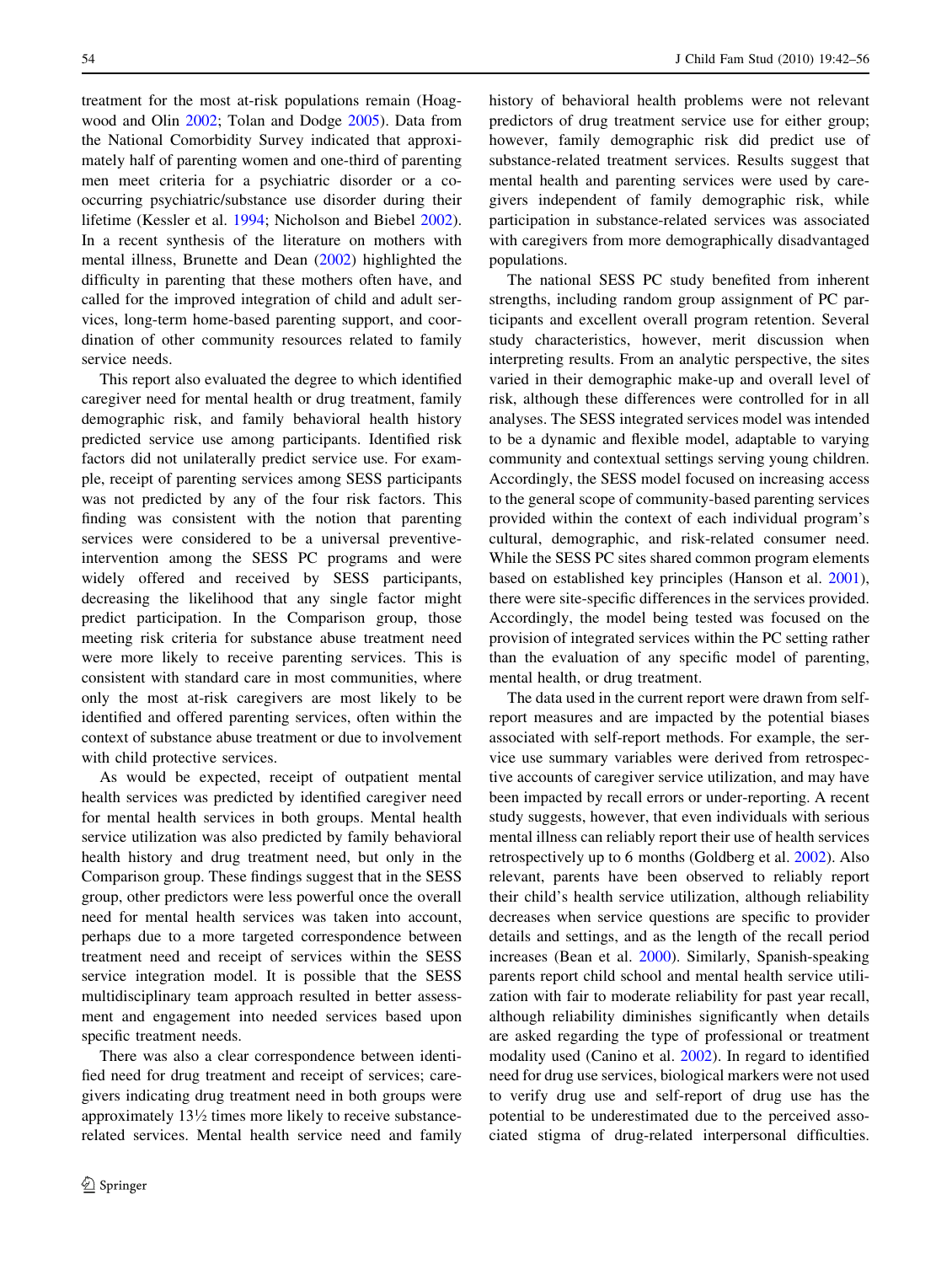treatment for the most at-risk populations remain (Hoagwood and Olin 2002; Tolan and Dodge 2005). Data from the National Comorbidity Survey indicated that approximately half of parenting women and one-third of parenting men meet criteria for a psychiatric disorder or a co-occurring psychiatric/substance use disorder during their lifetime (Kessler et al. 1994; Nicholson and Biebel 2002). In a recent synthesis of the literature on mothers with mental illness, Brunette and Dean (2002) highlighted the difficulty in parenting that these mothers often have, and called for the improved integration of child and adult services, long-term home-based parenting support, and coordination of other community resources related to family service needs.

This report also evaluated the degree to which identified caregiver need for mental health or drug treatment, family demographic risk, and family behavioral health history predicted service use among participants. Identified risk factors did not unilaterally predict service use. For example, receipt of parenting services among SESS participants was not predicted by any of the four risk factors. This finding was consistent with the notion that parenting services were considered to be a universal preventive-intervention among the SESS PC programs and were widely offered and received by SESS participants, decreasing the likelihood that any single factor might predict participation. In the Comparison group, those meeting risk criteria for substance abuse treatment need were more likely to receive parenting services. This is consistent with standard care in most communities, where only the most at-risk caregivers are most likely to be identified and offered parenting services, often within the context of substance abuse treatment or due to involvement with child protective services.

As would be expected, receipt of outpatient mental health services was predicted by identified caregiver need for mental health services in both groups. Mental health service utilization was also predicted by family behavioral health history and drug treatment need, but only in the Comparison group. These findings suggest that in the SESS group, other predictors were less powerful once the overall need for mental health services was taken into account, perhaps due to a more targeted correspondence between treatment need and receipt of services within the SESS service integration model. It is possible that the SESS multidisciplinary team approach resulted in better assessment and engagement into needed services based upon specific treatment needs.

There was also a clear correspondence between identified need for drug treatment and receipt of services; caregivers indicating drug treatment need in both groups were approximately 13½ times more likely to receive substance-related services. Mental health service need and family history of behavioral health problems were not relevant predictors of drug treatment service use for either group; however, family demographic risk did predict use of substance-related treatment services. Results suggest that mental health and parenting services were used by caregivers independent of family demographic risk, while participation in substance-related services was associated with caregivers from more demographically disadvantaged populations.

The national SESS PC study benefited from inherent strengths, including random group assignment of PC participants and excellent overall program retention. Several study characteristics, however, merit discussion when interpreting results. From an analytic perspective, the sites varied in their demographic make-up and overall level of risk, although these differences were controlled for in all analyses. The SESS integrated services model was intended to be a dynamic and flexible model, adaptable to varying community and contextual settings serving young children. Accordingly, the SESS model focused on increasing access to the general scope of community-based parenting services provided within the context of each individual program's cultural, demographic, and risk-related consumer need. While the SESS PC sites shared common program elements based on established key principles (Hanson et al. 2001), there were site-specific differences in the services provided. Accordingly, the model being tested was focused on the provision of integrated services within the PC setting rather than the evaluation of any specific model of parenting, mental health, or drug treatment.

The data used in the current report were drawn from self-report measures and are impacted by the potential biases associated with self-report methods. For example, the service use summary variables were derived from retrospective accounts of caregiver service utilization, and may have been impacted by recall errors or under-reporting. A recent study suggests, however, that even individuals with serious mental illness can reliably report their use of health services retrospectively up to 6 months (Goldberg et al. 2002). Also relevant, parents have been observed to reliably report their child's health service utilization, although reliability decreases when service questions are specific to provider details and settings, and as the length of the recall period increases (Bean et al. 2000). Similarly, Spanish-speaking parents report child school and mental health service utilization with fair to moderate reliability for past year recall, although reliability diminishes significantly when details are asked regarding the type of professional or treatment modality used (Canino et al. 2002). In regard to identified need for drug use services, biological markers were not used to verify drug use and self-report of drug use has the potential to be underestimated due to the perceived associated stigma of drug-related interpersonal difficulties.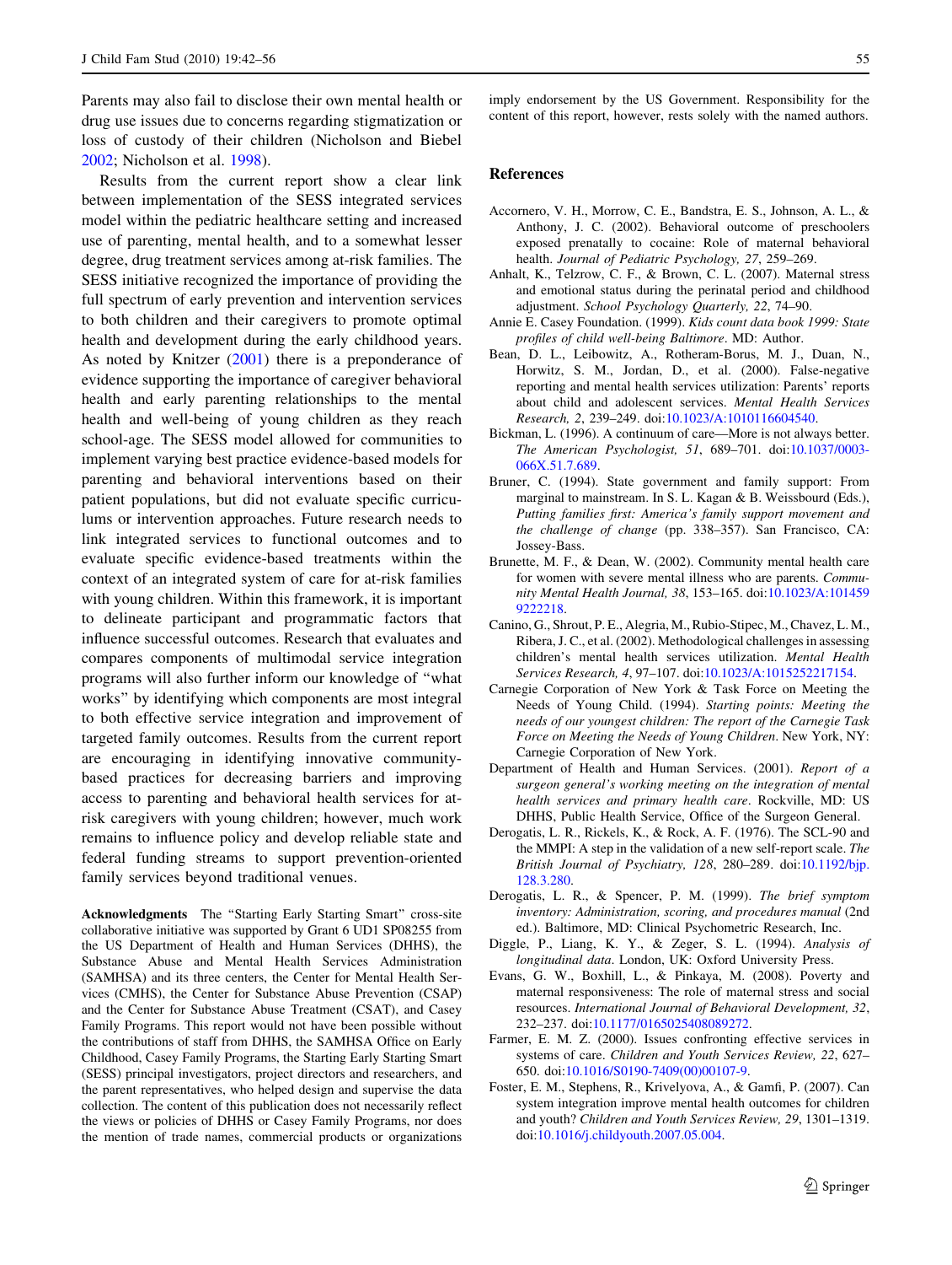Parents may also fail to disclose their own mental health or drug use issues due to concerns regarding stigmatization or loss of custody of their children (Nicholson and Biebel 2002; Nicholson et al. 1998).

Results from the current report show a clear link between implementation of the SESS integrated services model within the pediatric healthcare setting and increased use of parenting, mental health, and to a somewhat lesser degree, drug treatment services among at-risk families. The SESS initiative recognized the importance of providing the full spectrum of early prevention and intervention services to both children and their caregivers to promote optimal health and development during the early childhood years. As noted by Knitzer (2001) there is a preponderance of evidence supporting the importance of caregiver behavioral health and early parenting relationships to the mental health and well-being of young children as they reach school-age. The SESS model allowed for communities to implement varying best practice evidence-based models for parenting and behavioral interventions based on their patient populations, but did not evaluate specific curriculums or intervention approaches. Future research needs to link integrated services to functional outcomes and to evaluate specific evidence-based treatments within the context of an integrated system of care for at-risk families with young children. Within this framework, it is important to delineate participant and programmatic factors that influence successful outcomes. Research that evaluates and compares components of multimodal service integration programs will also further inform our knowledge of "what works" by identifying which components are most integral to both effective service integration and improvement of targeted family outcomes. Results from the current report are encouraging in identifying innovative community-based practices for decreasing barriers and improving access to parenting and behavioral health services for at-risk caregivers with young children; however, much work remains to influence policy and develop reliable state and federal funding streams to support prevention-oriented family services beyond traditional venues.

**Acknowledgments** The "Starting Early Starting Smart" cross-site collaborative initiative was supported by Grant 6 UD1 SP08255 from the US Department of Health and Human Services (DHHS), the Substance Abuse and Mental Health Services Administration (SAMHSA) and its three centers, the Center for Mental Health Services (CMHS), the Center for Substance Abuse Prevention (CSAP) and the Center for Substance Abuse Treatment (CSAT), and Casey Family Programs. This report would not have been possible without the contributions of staff from DHHS, the SAMHSA Office on Early Childhood, Casey Family Programs, the Starting Early Starting Smart (SESS) principal investigators, project directors and researchers, and the parent representatives, who helped design and supervise the data collection. The content of this publication does not necessarily reflect the views or policies of DHHS or Casey Family Programs, nor does the mention of trade names, commercial products or organizations imply endorsement by the US Government. Responsibility for the content of this report, however, rests solely with the named authors.

## References

Accornero, V. H., Morrow, C. E., Bandstra, E. S., Johnson, A. L., & Anthony, J. C. (2002). Behavioral outcome of preschoolers exposed prenatally to cocaine: Role of maternal behavioral health. *Journal of Pediatric Psychology, 27*, 259–269.

Anhalt, K., Telzrow, C. F., & Brown, C. L. (2007). Maternal stress and emotional status during the perinatal period and childhood adjustment. *School Psychology Quarterly, 22*, 74–90.

Annie E. Casey Foundation. (1999). *Kids count data book 1999: State profiles of child well-being Baltimore*. MD: Author.

Bean, D. L., Leibowitz, A., Rotheram-Borus, M. J., Duan, N., Horwitz, S. M., Jordan, D., et al. (2000). False-negative reporting and mental health services utilization: Parents' reports about child and adolescent services. *Mental Health Services Research, 2*, 239–249. doi:10.1023/A:1010116604540.

Bickman, L. (1996). A continuum of care—More is not always better. *The American Psychologist, 51*, 689–701. doi:10.1037/0003-066X.51.7.689.

Bruner, C. (1994). State government and family support: From marginal to mainstream. In S. L. Kagan & B. Weissbourd (Eds.), *Putting families first: America's family support movement and the challenge of change* (pp. 338–357). San Francisco, CA: Jossey-Bass.

Brunette, M. F., & Dean, W. (2002). Community mental health care for women with severe mental illness who are parents. *Community Mental Health Journal, 38*, 153–165. doi:10.1023/A:1014599222218.

Canino, G., Shrout, P. E., Alegria, M., Rubio-Stipec, M., Chavez, L. M., Ribera, J. C., et al. (2002). Methodological challenges in assessing children's mental health services utilization. *Mental Health Services Research, 4*, 97–107. doi:10.1023/A:1015252217154.

Carnegie Corporation of New York & Task Force on Meeting the Needs of Young Child. (1994). *Starting points: Meeting the needs of our youngest children: The report of the Carnegie Task Force on Meeting the Needs of Young Children*. New York, NY: Carnegie Corporation of New York.

Department of Health and Human Services. (2001). *Report of a surgeon general's working meeting on the integration of mental health services and primary health care*. Rockville, MD: US DHHS, Public Health Service, Office of the Surgeon General.

Derogatis, L. R., Rickels, K., & Rock, A. F. (1976). The SCL-90 and the MMPI: A step in the validation of a new self-report scale. *The British Journal of Psychiatry, 128*, 280–289. doi:10.1192/bjp.128.3.280.

Derogatis, L. R., & Spencer, P. M. (1999). *The brief symptom inventory: Administration, scoring, and procedures manual* (2nd ed.). Baltimore, MD: Clinical Psychometric Research, Inc.

Diggle, P., Liang, K. Y., & Zeger, S. L. (1994). *Analysis of longitudinal data*. London, UK: Oxford University Press.

Evans, G. W., Boxhill, L., & Pinkaya, M. (2008). Poverty and maternal responsiveness: The role of maternal stress and social resources. *International Journal of Behavioral Development, 32*, 232–237. doi:10.1177/0165025408089272.

Farmer, E. M. Z. (2000). Issues confronting effective services in systems of care. *Children and Youth Services Review, 22*, 627–650. doi:10.1016/S0190-7409(00)00107-9.

Foster, E. M., Stephens, R., Krivelyova, A., & Gamfi, P. (2007). Can system integration improve mental health outcomes for children and youth? *Children and Youth Services Review, 29*, 1301–1319. doi:10.1016/j.childyouth.2007.05.004.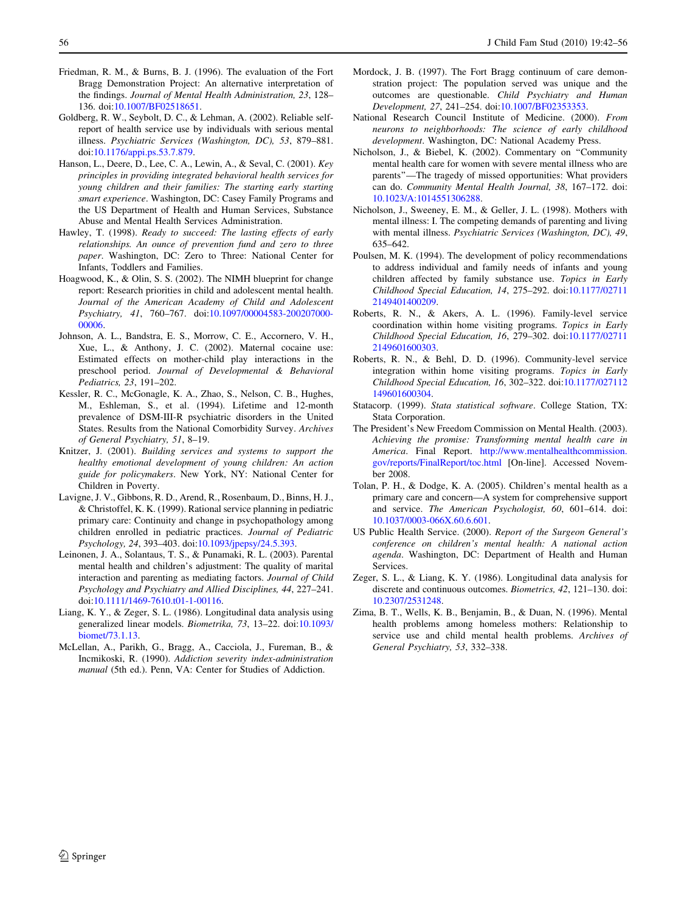Friedman, R. M., & Burns, B. J. (1996). The evaluation of the Fort Bragg Demonstration Project: An alternative interpretation of the findings. *Journal of Mental Health Administration, 23*, 128–136. doi:10.1007/BF02518651.

Goldberg, R. W., Seybolt, D. C., & Lehman, A. (2002). Reliable self-report of health service use by individuals with serious mental illness. *Psychiatric Services (Washington, DC), 53*, 879–881. doi:10.1176/appi.ps.53.7.879.

Hanson, L., Deere, D., Lee, C. A., Lewin, A., & Seval, C. (2001). *Key principles in providing integrated behavioral health services for young children and their families: The starting early starting smart experience*. Washington, DC: Casey Family Programs and the US Department of Health and Human Services, Substance Abuse and Mental Health Services Administration.

Hawley, T. (1998). *Ready to succeed: The lasting effects of early relationships. An ounce of prevention fund and zero to three paper*. Washington, DC: Zero to Three: National Center for Infants, Toddlers and Families.

Hoagwood, K., & Olin, S. S. (2002). The NIMH blueprint for change report: Research priorities in child and adolescent mental health. *Journal of the American Academy of Child and Adolescent Psychiatry, 41*, 760–767. doi:10.1097/00004583-200207000-00006.

Johnson, A. L., Bandstra, E. S., Morrow, C. E., Accornero, V. H., Xue, L., & Anthony, J. C. (2002). Maternal cocaine use: Estimated effects on mother-child play interactions in the preschool period. *Journal of Developmental & Behavioral Pediatrics, 23*, 191–202.

Kessler, R. C., McGonagle, K. A., Zhao, S., Nelson, C. B., Hughes, M., Eshleman, S., et al. (1994). Lifetime and 12-month prevalence of DSM-III-R psychiatric disorders in the United States. Results from the National Comorbidity Survey. *Archives of General Psychiatry, 51*, 8–19.

Knitzer, J. (2001). *Building services and systems to support the healthy emotional development of young children: An action guide for policymakers*. New York, NY: National Center for Children in Poverty.

Lavigne, J. V., Gibbons, R. D., Arend, R., Rosenbaum, D., Binns, H. J., & Christoffel, K. K. (1999). Rational service planning in pediatric primary care: Continuity and change in psychopathology among children enrolled in pediatric practices. *Journal of Pediatric Psychology, 24*, 393–403. doi:10.1093/jpepsy/24.5.393.

Leinonen, J. A., Solantaus, T. S., & Punamaki, R. L. (2003). Parental mental health and children's adjustment: The quality of marital interaction and parenting as mediating factors. *Journal of Child Psychology and Psychiatry and Allied Disciplines, 44*, 227–241. doi:10.1111/1469-7610.t01-1-00116.

Liang, K. Y., & Zeger, S. L. (1986). Longitudinal data analysis using generalized linear models. *Biometrika, 73*, 13–22. doi:10.1093/biomet/73.1.13.

McLellan, A., Parikh, G., Bragg, A., Cacciola, J., Fureman, B., & Incmikoski, R. (1990). *Addiction severity index-administration manual* (5th ed.). Penn, VA: Center for Studies of Addiction.

Mordock, J. B. (1997). The Fort Bragg continuum of care demonstration project: The population served was unique and the outcomes are questionable. *Child Psychiatry and Human Development, 27*, 241–254. doi:10.1007/BF02353353.

National Research Council Institute of Medicine. (2000). *From neurons to neighborhoods: The science of early childhood development*. Washington, DC: National Academy Press.

Nicholson, J., & Biebel, K. (2002). Commentary on "Community mental health care for women with severe mental illness who are parents"—The tragedy of missed opportunities: What providers can do. *Community Mental Health Journal, 38*, 167–172. doi:10.1023/A:1014551306288.

Nicholson, J., Sweeney, E. M., & Geller, J. L. (1998). Mothers with mental illness: I. The competing demands of parenting and living with mental illness. *Psychiatric Services (Washington, DC), 49*, 635–642.

Poulsen, M. K. (1994). The development of policy recommendations to address individual and family needs of infants and young children affected by family substance use. *Topics in Early Childhood Special Education, 14*, 275–292. doi:10.1177/027112149401400209.

Roberts, R. N., & Akers, A. L. (1996). Family-level service coordination within home visiting programs. *Topics in Early Childhood Special Education, 16*, 279–302. doi:10.1177/027112149601600303.

Roberts, R. N., & Behl, D. D. (1996). Community-level service integration within home visiting programs. *Topics in Early Childhood Special Education, 16*, 302–322. doi:10.1177/027112149601600304.

Statacorp. (1999). *Stata statistical software*. College Station, TX: Stata Corporation.

The President's New Freedom Commission on Mental Health. (2003). *Achieving the promise: Transforming mental health care in America*. Final Report. http://www.mentalhealthcommission.gov/reports/FinalReport/toc.html [On-line]. Accessed November 2008.

Tolan, P. H., & Dodge, K. A. (2005). Children's mental health as a primary care and concern—A system for comprehensive support and service. *The American Psychologist, 60*, 601–614. doi:10.1037/0003-066X.60.6.601.

US Public Health Service. (2000). *Report of the Surgeon General's conference on children's mental health: A national action agenda*. Washington, DC: Department of Health and Human Services.

Zeger, S. L., & Liang, K. Y. (1986). Longitudinal data analysis for discrete and continuous outcomes. *Biometrics, 42*, 121–130. doi:10.2307/2531248.

Zima, B. T., Wells, K. B., Benjamin, B., & Duan, N. (1996). Mental health problems among homeless mothers: Relationship to service use and child mental health problems. *Archives of General Psychiatry, 53*, 332–338.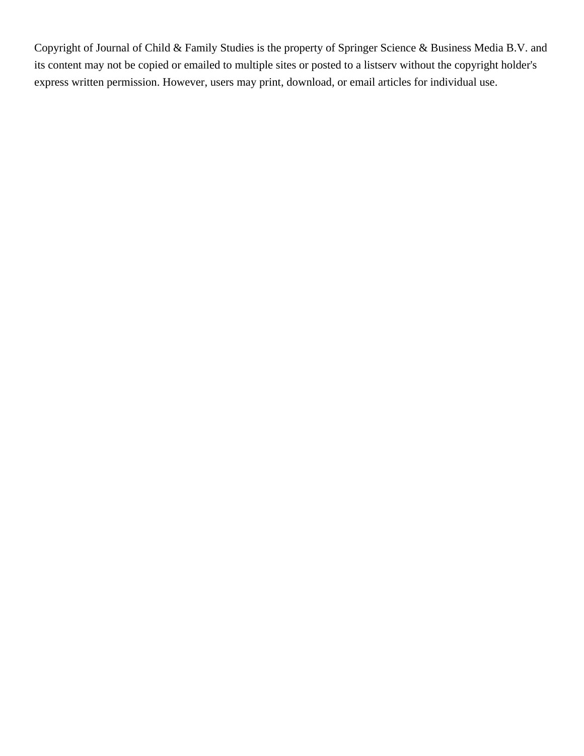Copyright of Journal of Child & Family Studies is the property of Springer Science & Business Media B.V. and its content may not be copied or emailed to multiple sites or posted to a listserv without the copyright holder's express written permission. However, users may print, download, or email articles for individual use.